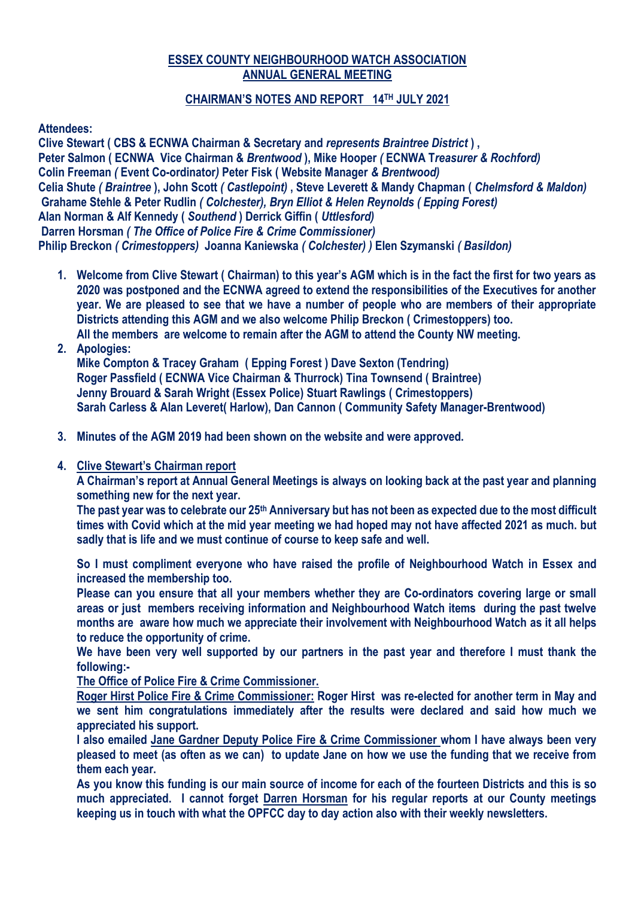# ESSEX COUNTY NEIGHBOURHOOD WATCH ASSOCIATION
## ANNUAL GENERAL MEETING

### CHAIRMAN'S NOTES AND REPORT 14TH JULY 2021

**Attendees:**

**Clive Stewart ( CBS & ECNWA Chairman & Secretary and *represents Braintree District* ) ,**
**Peter Salmon ( ECNWA Vice Chairman & *Brentwood* ), Mike Hooper *(* ECNWA T*reasurer & Rochford)***
**Colin Freeman *(* Event Co-ordinator*)* Peter Fisk ( Website Manager *& Brentwood)***
**Celia Shute *( Braintree* ), John Scott *( Castlepoint)* , Steve Leverett & Mandy Chapman ( *Chelmsford & Maldon)***
**Grahame Stehle & Peter Rudlin *( Colchester), Bryn Elliot & Helen Reynolds ( Epping Forest)***
**Alan Norman & Alf Kennedy ( *Southend* ) Derrick Giffin ( *Uttlesford)***
**Darren Horsman *( The Office of Police Fire & Crime Commissioner)***
**Philip Breckon *( Crimestoppers)* Joanna Kaniewska *( Colchester) )* Elen Szymanski *( Basildon)***

1. **Welcome from Clive Stewart ( Chairman) to this year's AGM which is in the fact the first for two years as 2020 was postponed and the ECNWA agreed to extend the responsibilities of the Executives for another year. We are pleased to see that we have a number of people who are members of their appropriate Districts attending this AGM and we also welcome Philip Breckon ( Crimestoppers) too. All the members are welcome to remain after the AGM to attend the County NW meeting.**
2. **Apologies:**
   **Mike Compton & Tracey Graham ( Epping Forest ) Dave Sexton (Tendring)**
   **Roger Passfield ( ECNWA Vice Chairman & Thurrock) Tina Townsend ( Braintree)**
   **Jenny Brouard & Sarah Wright (Essex Police) Stuart Rawlings ( Crimestoppers)**
   **Sarah Carless & Alan Leveret( Harlow), Dan Cannon ( Community Safety Manager-Brentwood)**
3. **Minutes of the AGM 2019 had been shown on the website and were approved.**
4. **Clive Stewart's Chairman report**

   **A Chairman's report at Annual General Meetings is always on looking back at the past year and planning something new for the next year.**

   **The past year was to celebrate our 25th Anniversary but has not been as expected due to the most difficult times with Covid which at the mid year meeting we had hoped may not have affected 2021 as much. but sadly that is life and we must continue of course to keep safe and well.**

   **So I must compliment everyone who have raised the profile of Neighbourhood Watch in Essex and increased the membership too.**

   **Please can you ensure that all your members whether they are Co-ordinators covering large or small areas or just members receiving information and Neighbourhood Watch items during the past twelve months are aware how much we appreciate their involvement with Neighbourhood Watch as it all helps to reduce the opportunity of crime.**

   **We have been very well supported by our partners in the past year and therefore I must thank the following:-**

   **The Office of Police Fire & Crime Commissioner.**

   **Roger Hirst Police Fire & Crime Commissioner: Roger Hirst was re-elected for another term in May and we sent him congratulations immediately after the results were declared and said how much we appreciated his support.**

   **I also emailed Jane Gardner Deputy Police Fire & Crime Commissioner whom I have always been very pleased to meet (as often as we can) to update Jane on how we use the funding that we receive from them each year.**

   **As you know this funding is our main source of income for each of the fourteen Districts and this is so much appreciated. I cannot forget Darren Horsman for his regular reports at our County meetings keeping us in touch with what the OPFCC day to day action also with their weekly newsletters.**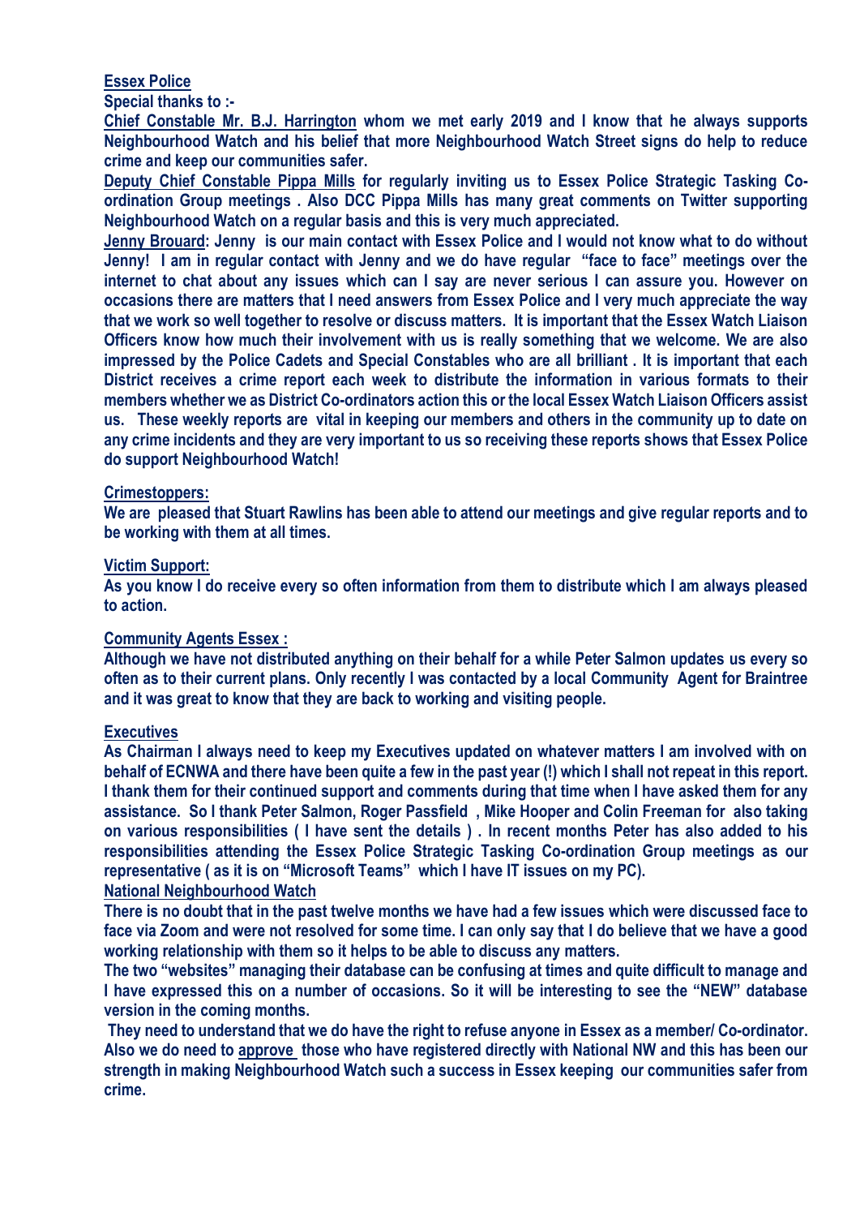**Essex Police**

**Special thanks to :-**

**Chief Constable Mr. B.J. Harrington whom we met early 2019 and I know that he always supports Neighbourhood Watch and his belief that more Neighbourhood Watch Street signs do help to reduce crime and keep our communities safer.**

**Deputy Chief Constable Pippa Mills for regularly inviting us to Essex Police Strategic Tasking Co-ordination Group meetings . Also DCC Pippa Mills has many great comments on Twitter supporting Neighbourhood Watch on a regular basis and this is very much appreciated.**

**Jenny Brouard: Jenny is our main contact with Essex Police and I would not know what to do without Jenny! I am in regular contact with Jenny and we do have regular "face to face" meetings over the internet to chat about any issues which can I say are never serious I can assure you. However on occasions there are matters that I need answers from Essex Police and I very much appreciate the way that we work so well together to resolve or discuss matters. It is important that the Essex Watch Liaison Officers know how much their involvement with us is really something that we welcome. We are also impressed by the Police Cadets and Special Constables who are all brilliant . It is important that each District receives a crime report each week to distribute the information in various formats to their members whether we as District Co-ordinators action this or the local Essex Watch Liaison Officers assist us. These weekly reports are vital in keeping our members and others in the community up to date on any crime incidents and they are very important to us so receiving these reports shows that Essex Police do support Neighbourhood Watch!**

**Crimestoppers:**

**We are pleased that Stuart Rawlins has been able to attend our meetings and give regular reports and to be working with them at all times.**

**Victim Support:**

**As you know I do receive every so often information from them to distribute which I am always pleased to action.**

**Community Agents Essex :**

**Although we have not distributed anything on their behalf for a while Peter Salmon updates us every so often as to their current plans. Only recently I was contacted by a local Community Agent for Braintree and it was great to know that they are back to working and visiting people.**

**Executives**

**As Chairman I always need to keep my Executives updated on whatever matters I am involved with on behalf of ECNWA and there have been quite a few in the past year (!) which I shall not repeat in this report. I thank them for their continued support and comments during that time when I have asked them for any assistance. So I thank Peter Salmon, Roger Passfield , Mike Hooper and Colin Freeman for also taking on various responsibilities ( I have sent the details ) . In recent months Peter has also added to his responsibilities attending the Essex Police Strategic Tasking Co-ordination Group meetings as our representative ( as it is on "Microsoft Teams" which I have IT issues on my PC).**

**National Neighbourhood Watch**

**There is no doubt that in the past twelve months we have had a few issues which were discussed face to face via Zoom and were not resolved for some time. I can only say that I do believe that we have a good working relationship with them so it helps to be able to discuss any matters.**

**The two "websites" managing their database can be confusing at times and quite difficult to manage and I have expressed this on a number of occasions. So it will be interesting to see the "NEW" database version in the coming months.**

**They need to understand that we do have the right to refuse anyone in Essex as a member/ Co-ordinator. Also we do need to approve those who have registered directly with National NW and this has been our strength in making Neighbourhood Watch such a success in Essex keeping our communities safer from crime.**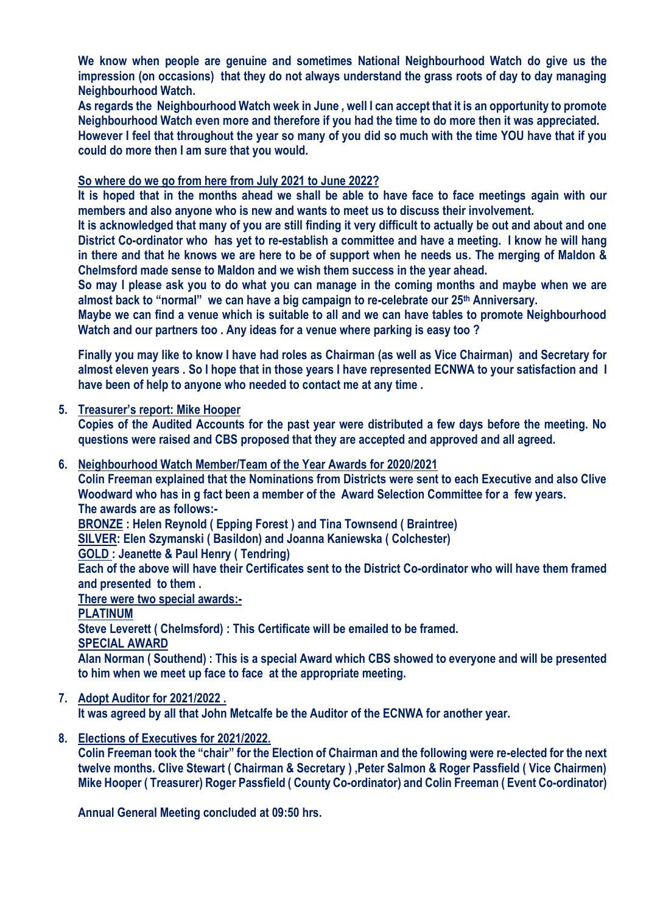**We know when people are genuine and sometimes National Neighbourhood Watch do give us the impression (on occasions) that they do not always understand the grass roots of day to day managing Neighbourhood Watch.**

**As regards the Neighbourhood Watch week in June , well I can accept that it is an opportunity to promote Neighbourhood Watch even more and therefore if you had the time to do more then it was appreciated. However I feel that throughout the year so many of you did so much with the time YOU have that if you could do more then I am sure that you would.**

**<u>So where do we go from here from July 2021 to June 2022?</u>**

**It is hoped that in the months ahead we shall be able to have face to face meetings again with our members and also anyone who is new and wants to meet us to discuss their involvement.**

**It is acknowledged that many of you are still finding it very difficult to actually be out and about and one District Co-ordinator who has yet to re-establish a committee and have a meeting. I know he will hang in there and that he knows we are here to be of support when he needs us. The merging of Maldon & Chelmsford made sense to Maldon and we wish them success in the year ahead.**

**So may I please ask you to do what you can manage in the coming months and maybe when we are almost back to "normal" we can have a big campaign to re-celebrate our 25th Anniversary.**

**Maybe we can find a venue which is suitable to all and we can have tables to promote Neighbourhood Watch and our partners too . Any ideas for a venue where parking is easy too ?**

**Finally you may like to know I have had roles as Chairman (as well as Vice Chairman) and Secretary for almost eleven years . So I hope that in those years I have represented ECNWA to your satisfaction and I have been of help to anyone who needed to contact me at any time .**

5. **<u>Treasurer's report: Mike Hooper</u>**

   **Copies of the Audited Accounts for the past year were distributed a few days before the meeting. No questions were raised and CBS proposed that they are accepted and approved and all agreed.**

6. **<u>Neighbourhood Watch Member/Team of the Year Awards for 2020/2021</u>**

   **Colin Freeman explained that the Nominations from Districts were sent to each Executive and also Clive Woodward who has in g fact been a member of the Award Selection Committee for a few years.**

   **The awards are as follows:-**

   **<u>BRONZE</u> : Helen Reynold ( Epping Forest ) and Tina Townsend ( Braintree)**

   **<u>SILVER</u>: Elen Szymanski ( Basildon) and Joanna Kaniewska ( Colchester)**

   **<u>GOLD</u> : Jeanette & Paul Henry ( Tendring)**

   **Each of the above will have their Certificates sent to the District Co-ordinator who will have them framed and presented to them .**

   **<u>There were two special awards:-</u>**

   **<u>PLATINUM</u>**

   **Steve Leverett ( Chelmsford) : This Certificate will be emailed to be framed.**

   **<u>SPECIAL AWARD</u>**

   **Alan Norman ( Southend) : This is a special Award which CBS showed to everyone and will be presented to him when we meet up face to face at the appropriate meeting.**

7. **<u>Adopt Auditor for 2021/2022 .</u>**

   **It was agreed by all that John Metcalfe be the Auditor of the ECNWA for another year.**

8. **<u>Elections of Executives for 2021/2022.</u>**

   **Colin Freeman took the "chair" for the Election of Chairman and the following were re-elected for the next twelve months. Clive Stewart ( Chairman & Secretary ) ,Peter Salmon & Roger Passfield ( Vice Chairmen) Mike Hooper ( Treasurer) Roger Passfield ( County Co-ordinator) and Colin Freeman ( Event Co-ordinator)**

**Annual General Meeting concluded at 09:50 hrs.**